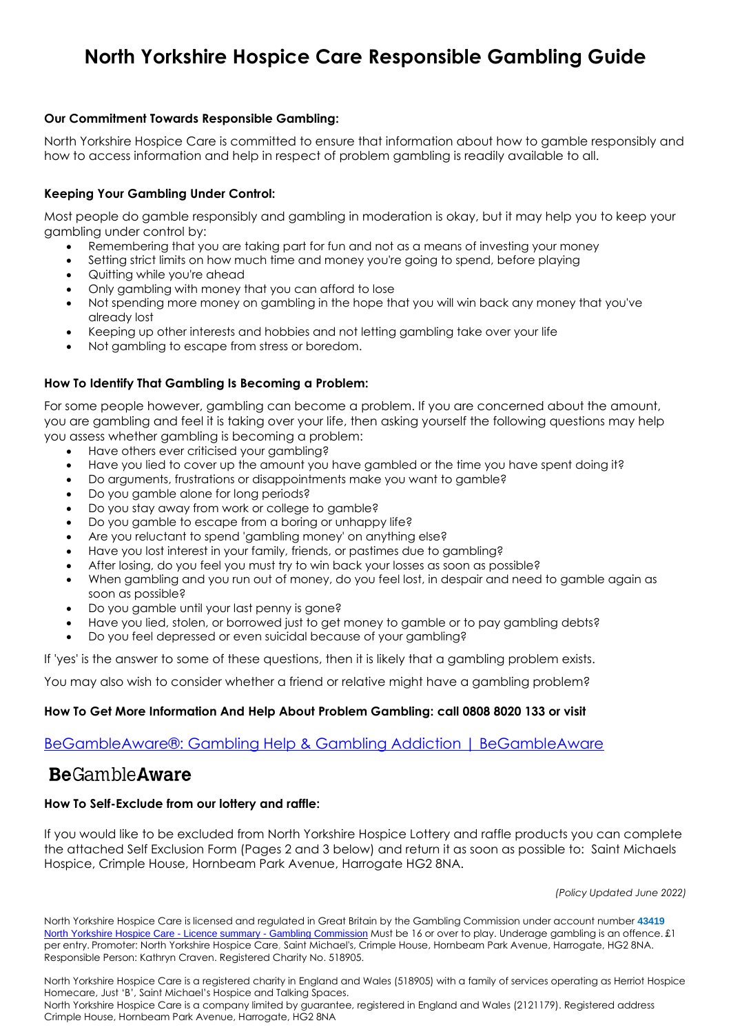# North Yorkshire Hospice Care Responsible Gambling Guide

**Our Commitment Towards Responsible Gambling:**

North Yorkshire Hospice Care is committed to ensure that information about how to gamble responsibly and how to access information and help in respect of problem gambling is readily available to all.

**Keeping Your Gambling Under Control:**

Most people do gamble responsibly and gambling in moderation is okay, but it may help you to keep your gambling under control by:

- Remembering that you are taking part for fun and not as a means of investing your money
- Setting strict limits on how much time and money you're going to spend, before playing
- Quitting while you're ahead
- Only gambling with money that you can afford to lose
- Not spending more money on gambling in the hope that you will win back any money that you've already lost
- Keeping up other interests and hobbies and not letting gambling take over your life
- Not gambling to escape from stress or boredom.

**How To Identify That Gambling Is Becoming a Problem:**

For some people however, gambling can become a problem. If you are concerned about the amount, you are gambling and feel it is taking over your life, then asking yourself the following questions may help you assess whether gambling is becoming a problem:

- Have others ever criticised your gambling?
- Have you lied to cover up the amount you have gambled or the time you have spent doing it?
- Do arguments, frustrations or disappointments make you want to gamble?
- Do you gamble alone for long periods?
- Do you stay away from work or college to gamble?
- Do you gamble to escape from a boring or unhappy life?
- Are you reluctant to spend 'gambling money' on anything else?
- Have you lost interest in your family, friends, or pastimes due to gambling?
- After losing, do you feel you must try to win back your losses as soon as possible?
- When gambling and you run out of money, do you feel lost, in despair and need to gamble again as soon as possible?
- Do you gamble until your last penny is gone?
- Have you lied, stolen, or borrowed just to get money to gamble or to pay gambling debts?
- Do you feel depressed or even suicidal because of your gambling?

If 'yes' is the answer to some of these questions, then it is likely that a gambling problem exists.

You may also wish to consider whether a friend or relative might have a gambling problem?

**How To Get More Information And Help About Problem Gambling: call 0808 8020 133 or visit**

BeGambleAware®: Gambling Help & Gambling Addiction | BeGambleAware

**Be**Gamble**Aware**

**How To Self-Exclude from our lottery and raffle:**

If you would like to be excluded from North Yorkshire Hospice Lottery and raffle products you can complete the attached Self Exclusion Form (Pages 2 and 3 below) and return it as soon as possible to: Saint Michaels Hospice, Crimple House, Hornbeam Park Avenue, Harrogate HG2 8NA.

*(Policy Updated June 2022)*

North Yorkshire Hospice Care is licensed and regulated in Great Britain by the Gambling Commission under account number **43419** North Yorkshire Hospice Care - Licence summary - Gambling Commission Must be 16 or over to play. Underage gambling is an offence. £1 per entry. Promoter: North Yorkshire Hospice Care, Saint Michael's, Crimple House, Hornbeam Park Avenue, Harrogate, HG2 8NA. Responsible Person: Kathryn Craven. Registered Charity No. 518905.

North Yorkshire Hospice Care is a registered charity in England and Wales (518905) with a family of services operating as Herriot Hospice Homecare, Just 'B', Saint Michael's Hospice and Talking Spaces.
North Yorkshire Hospice Care is a company limited by guarantee, registered in England and Wales (2121179). Registered address Crimple House, Hornbeam Park Avenue, Harrogate, HG2 8NA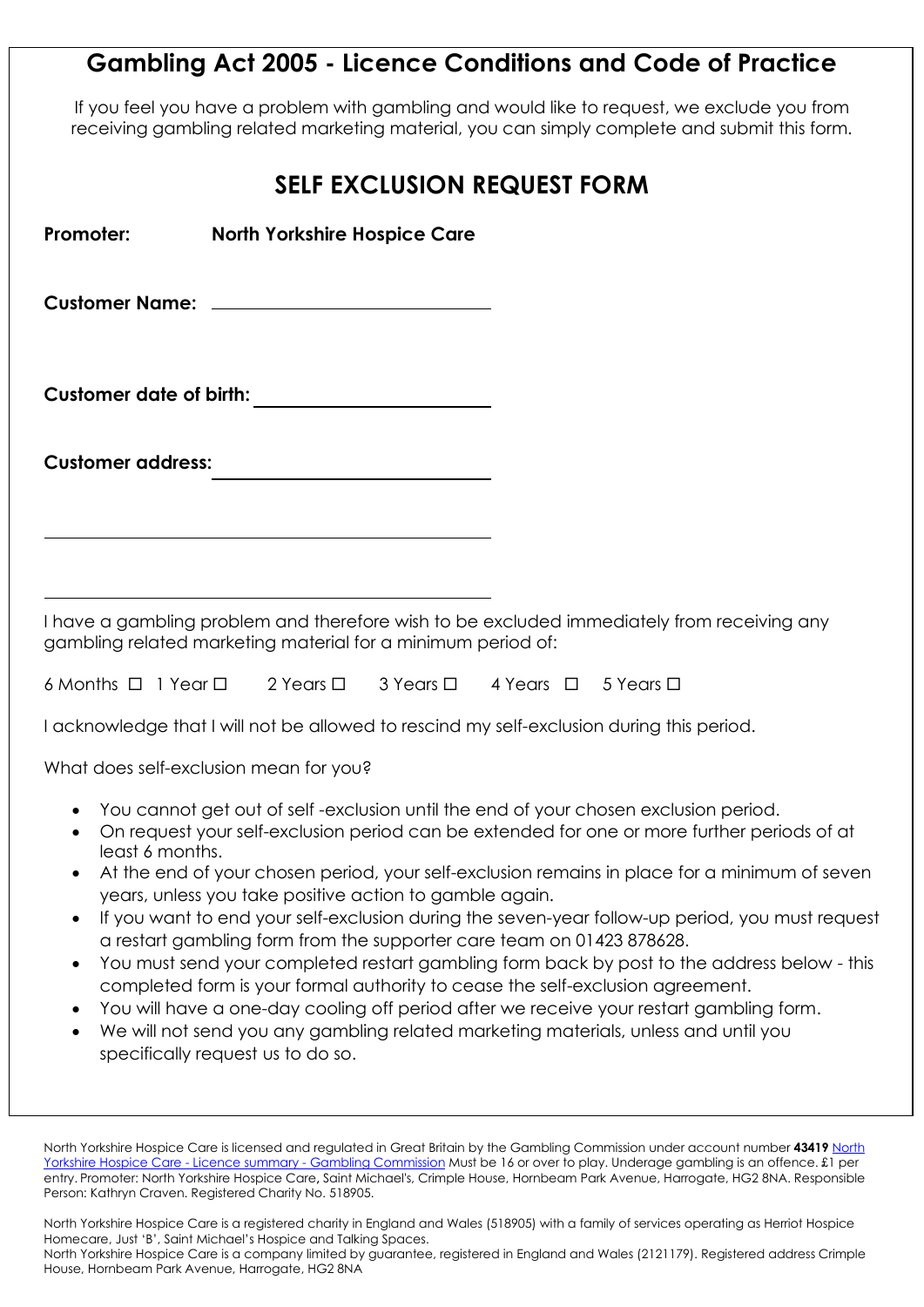# Gambling Act 2005 - Licence Conditions and Code of Practice

If you feel you have a problem with gambling and would like to request, we exclude you from receiving gambling related marketing material, you can simply complete and submit this form.

## SELF EXCLUSION REQUEST FORM

**Promoter:** **North Yorkshire Hospice Care**

**Customer Name:** ______________________________

**Customer date of birth:** ______________________________

**Customer address:** ______________________________

______________________________

______________________________

I have a gambling problem and therefore wish to be excluded immediately from receiving any gambling related marketing material for a minimum period of:

6 Months ☐ 1 Year ☐ 2 Years ☐ 3 Years ☐ 4 Years ☐ 5 Years ☐

I acknowledge that I will not be allowed to rescind my self-exclusion during this period.

What does self-exclusion mean for you?

- You cannot get out of self -exclusion until the end of your chosen exclusion period.
- On request your self-exclusion period can be extended for one or more further periods of at least 6 months.
- At the end of your chosen period, your self-exclusion remains in place for a minimum of seven years, unless you take positive action to gamble again.
- If you want to end your self-exclusion during the seven-year follow-up period, you must request a restart gambling form from the supporter care team on 01423 878628.
- You must send your completed restart gambling form back by post to the address below - this completed form is your formal authority to cease the self-exclusion agreement.
- You will have a one-day cooling off period after we receive your restart gambling form.
- We will not send you any gambling related marketing materials, unless and until you specifically request us to do so.

North Yorkshire Hospice Care is licensed and regulated in Great Britain by the Gambling Commission under account number **43419** North Yorkshire Hospice Care - Licence summary - Gambling Commission Must be 16 or over to play. Underage gambling is an offence. £1 per entry. Promoter: North Yorkshire Hospice Care, Saint Michael's, Crimple House, Hornbeam Park Avenue, Harrogate, HG2 8NA. Responsible Person: Kathryn Craven. Registered Charity No. 518905.

North Yorkshire Hospice Care is a registered charity in England and Wales (518905) with a family of services operating as Herriot Hospice Homecare, Just 'B', Saint Michael's Hospice and Talking Spaces.
North Yorkshire Hospice Care is a company limited by guarantee, registered in England and Wales (2121179). Registered address Crimple House, Hornbeam Park Avenue, Harrogate, HG2 8NA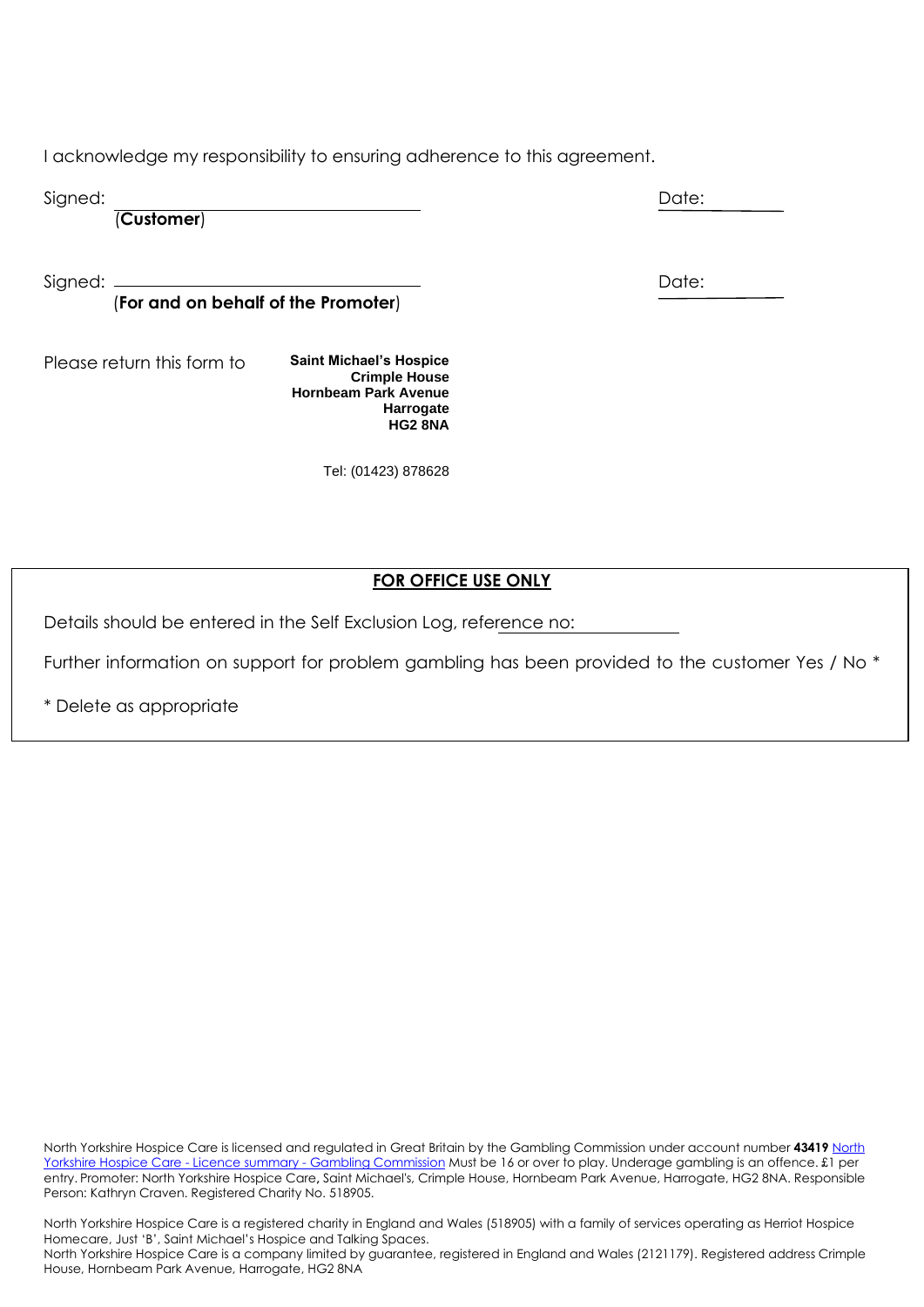I acknowledge my responsibility to ensuring adherence to this agreement.

Signed: ______________________________ Date: __________
(**Customer**)

Signed: ______________________________ Date: __________
(**For and on behalf of the Promoter**)

Please return this form to

**Saint Michael's Hospice**
**Crimple House**
**Hornbeam Park Avenue**
**Harrogate**
**HG2 8NA**

Tel: (01423) 878628

**FOR OFFICE USE ONLY**

Details should be entered in the Self Exclusion Log, reference no: __________

Further information on support for problem gambling has been provided to the customer Yes / No *

* Delete as appropriate

North Yorkshire Hospice Care is licensed and regulated in Great Britain by the Gambling Commission under account number **43419** North Yorkshire Hospice Care - Licence summary - Gambling Commission Must be 16 or over to play. Underage gambling is an offence. £1 per entry. Promoter: North Yorkshire Hospice Care, Saint Michael's, Crimple House, Hornbeam Park Avenue, Harrogate, HG2 8NA. Responsible Person: Kathryn Craven. Registered Charity No. 518905.

North Yorkshire Hospice Care is a registered charity in England and Wales (518905) with a family of services operating as Herriot Hospice Homecare, Just 'B', Saint Michael's Hospice and Talking Spaces.
North Yorkshire Hospice Care is a company limited by guarantee, registered in England and Wales (2121179). Registered address Crimple House, Hornbeam Park Avenue, Harrogate, HG2 8NA